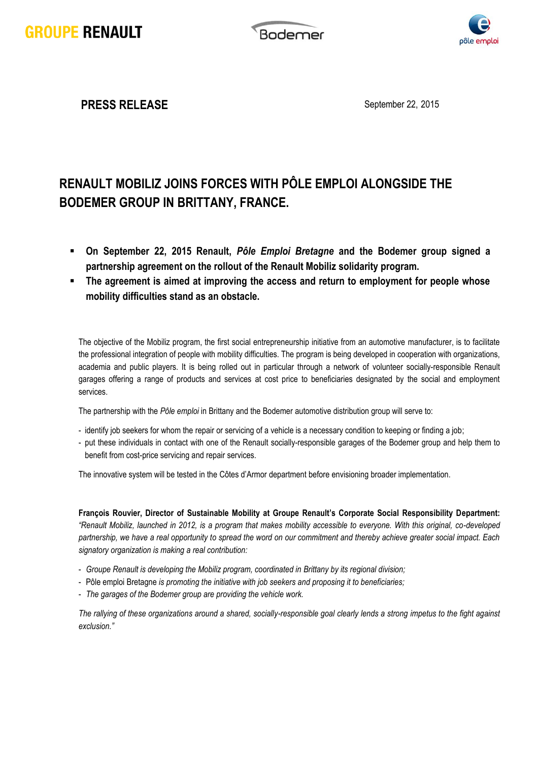GROUPE RENAULT

Bodemer

pôle emploi

**PRESS RELEASE**

September 22, 2015

# RENAULT MOBILIZ JOINS FORCES WITH PÔLE EMPLOI ALONGSIDE THE BODEMER GROUP IN BRITTANY, FRANCE.

- **On September 22, 2015 Renault, *Pôle Emploi Bretagne* and the Bodemer group signed a partnership agreement on the rollout of the Renault Mobiliz solidarity program.**
- **The agreement is aimed at improving the access and return to employment for people whose mobility difficulties stand as an obstacle.**

The objective of the Mobiliz program, the first social entrepreneurship initiative from an automotive manufacturer, is to facilitate the professional integration of people with mobility difficulties. The program is being developed in cooperation with organizations, academia and public players. It is being rolled out in particular through a network of volunteer socially-responsible Renault garages offering a range of products and services at cost price to beneficiaries designated by the social and employment services.

The partnership with the *Pôle emploi* in Brittany and the Bodemer automotive distribution group will serve to:

- identify job seekers for whom the repair or servicing of a vehicle is a necessary condition to keeping or finding a job;
- put these individuals in contact with one of the Renault socially-responsible garages of the Bodemer group and help them to benefit from cost-price servicing and repair services.

The innovative system will be tested in the Côtes d'Armor department before envisioning broader implementation.

**François Rouvier, Director of Sustainable Mobility at Groupe Renault's Corporate Social Responsibility Department:** *"Renault Mobiliz, launched in 2012, is a program that makes mobility accessible to everyone. With this original, co-developed partnership, we have a real opportunity to spread the word on our commitment and thereby achieve greater social impact. Each signatory organization is making a real contribution:*

- *Groupe Renault is developing the Mobiliz program, coordinated in Brittany by its regional division;*
- Pôle emploi Bretagne *is promoting the initiative with job seekers and proposing it to beneficiaries;*
- *The garages of the Bodemer group are providing the vehicle work.*

*The rallying of these organizations around a shared, socially-responsible goal clearly lends a strong impetus to the fight against exclusion."*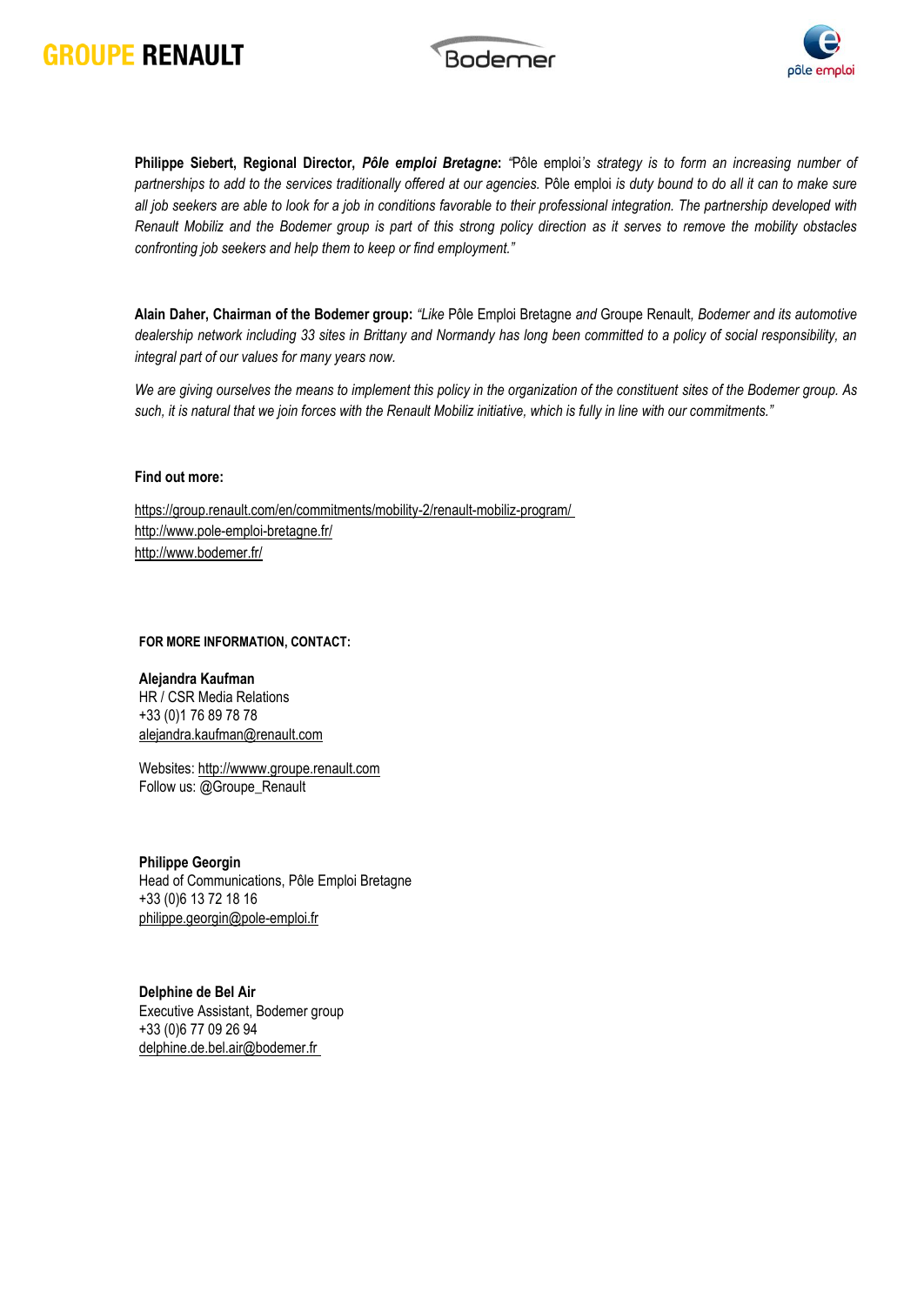**Philippe Siebert, Regional Director, *Pôle emploi Bretagne*:** *"*Pôle emploi*'s strategy is to form an increasing number of partnerships to add to the services traditionally offered at our agencies.* Pôle emploi *is duty bound to do all it can to make sure all job seekers are able to look for a job in conditions favorable to their professional integration. The partnership developed with Renault Mobiliz and the Bodemer group is part of this strong policy direction as it serves to remove the mobility obstacles confronting job seekers and help them to keep or find employment."*

**Alain Daher, Chairman of the Bodemer group:** *"Like* Pôle Emploi Bretagne *and* Groupe Renault*, Bodemer and its automotive dealership network including 33 sites in Brittany and Normandy has long been committed to a policy of social responsibility, an integral part of our values for many years now.*

*We are giving ourselves the means to implement this policy in the organization of the constituent sites of the Bodemer group. As such, it is natural that we join forces with the Renault Mobiliz initiative, which is fully in line with our commitments."*

**Find out more:**

https://group.renault.com/en/commitments/mobility-2/renault-mobiliz-program/
http://www.pole-emploi-bretagne.fr/
http://www.bodemer.fr/

**FOR MORE INFORMATION, CONTACT:**

**Alejandra Kaufman**
HR / CSR Media Relations
+33 (0)1 76 89 78 78
alejandra.kaufman@renault.com

Websites: http://wwww.groupe.renault.com
Follow us: @Groupe_Renault

**Philippe Georgin**
Head of Communications, Pôle Emploi Bretagne
+33 (0)6 13 72 18 16
philippe.georgin@pole-emploi.fr

**Delphine de Bel Air**
Executive Assistant, Bodemer group
+33 (0)6 77 09 26 94
delphine.de.bel.air@bodemer.fr